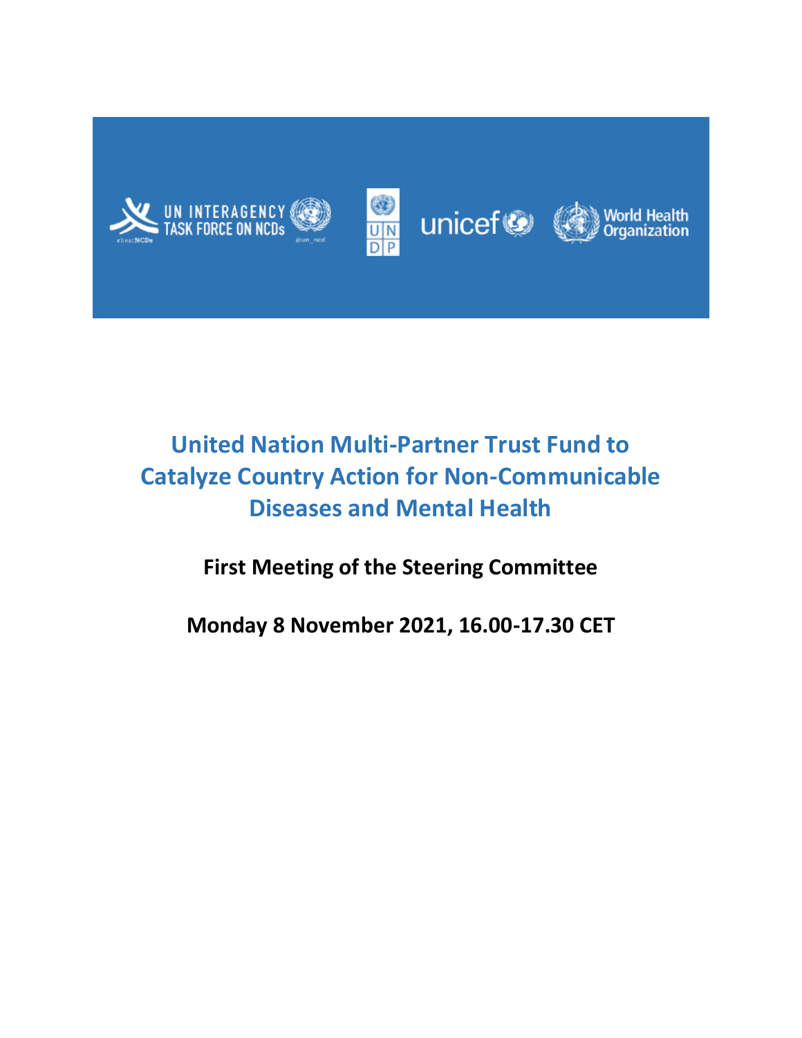UN INTERAGENCY TASK FORCE ON NCDs

UNDP

unicef

World Health Organization

# United Nation Multi-Partner Trust Fund to Catalyze Country Action for Non-Communicable Diseases and Mental Health

## First Meeting of the Steering Committee

## Monday 8 November 2021, 16.00-17.30 CET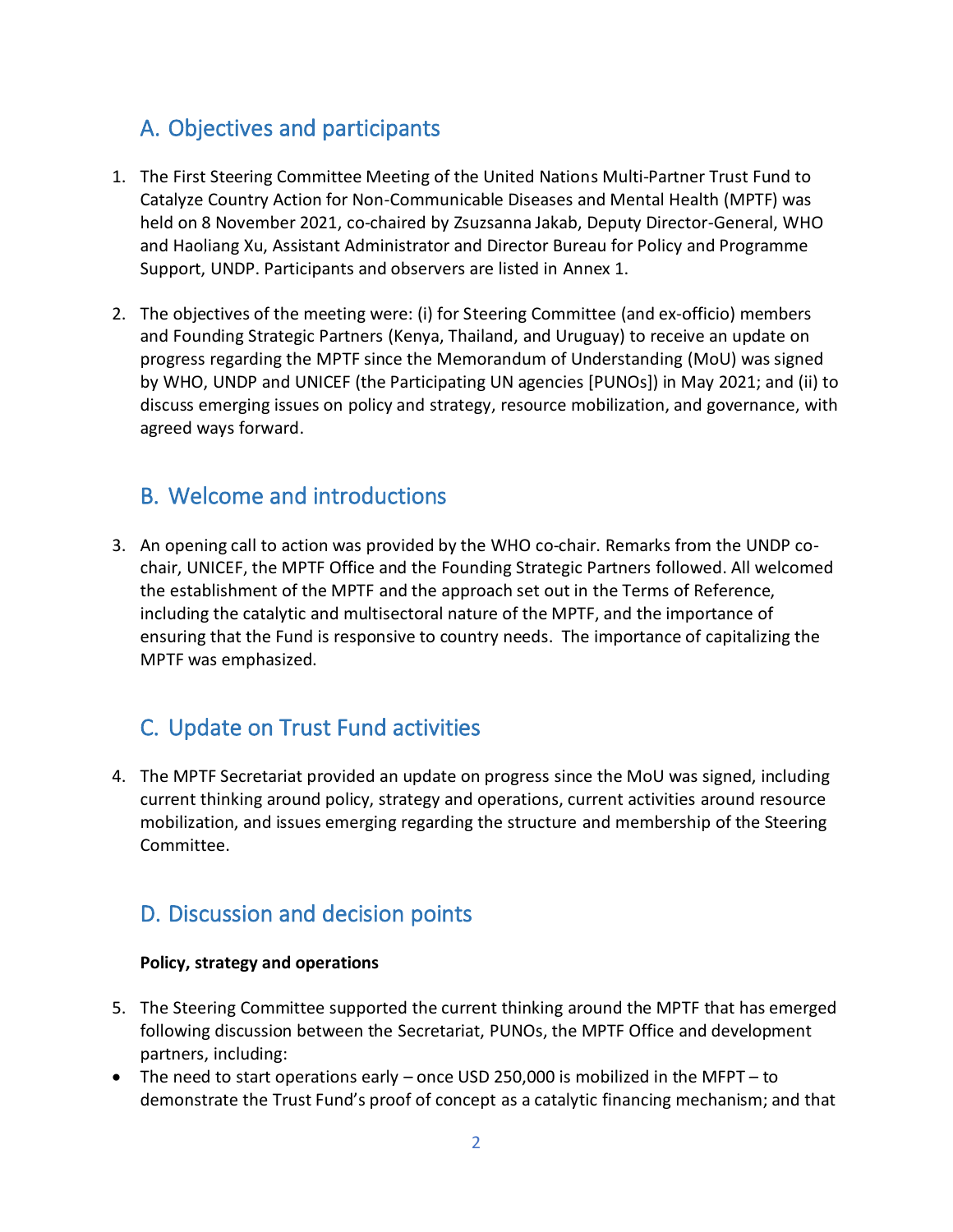## A. Objectives and participants

1. The First Steering Committee Meeting of the United Nations Multi-Partner Trust Fund to Catalyze Country Action for Non-Communicable Diseases and Mental Health (MPTF) was held on 8 November 2021, co-chaired by Zsuzsanna Jakab, Deputy Director-General, WHO and Haoliang Xu, Assistant Administrator and Director Bureau for Policy and Programme Support, UNDP. Participants and observers are listed in Annex 1.

2. The objectives of the meeting were: (i) for Steering Committee (and ex-officio) members and Founding Strategic Partners (Kenya, Thailand, and Uruguay) to receive an update on progress regarding the MPTF since the Memorandum of Understanding (MoU) was signed by WHO, UNDP and UNICEF (the Participating UN agencies [PUNOs]) in May 2021; and (ii) to discuss emerging issues on policy and strategy, resource mobilization, and governance, with agreed ways forward.

## B. Welcome and introductions

3. An opening call to action was provided by the WHO co-chair. Remarks from the UNDP co-chair, UNICEF, the MPTF Office and the Founding Strategic Partners followed. All welcomed the establishment of the MPTF and the approach set out in the Terms of Reference, including the catalytic and multisectoral nature of the MPTF, and the importance of ensuring that the Fund is responsive to country needs. The importance of capitalizing the MPTF was emphasized.

## C. Update on Trust Fund activities

4. The MPTF Secretariat provided an update on progress since the MoU was signed, including current thinking around policy, strategy and operations, current activities around resource mobilization, and issues emerging regarding the structure and membership of the Steering Committee.

## D. Discussion and decision points

**Policy, strategy and operations**

5. The Steering Committee supported the current thinking around the MPTF that has emerged following discussion between the Secretariat, PUNOs, the MPTF Office and development partners, including:

- The need to start operations early – once USD 250,000 is mobilized in the MFPT – to demonstrate the Trust Fund's proof of concept as a catalytic financing mechanism; and that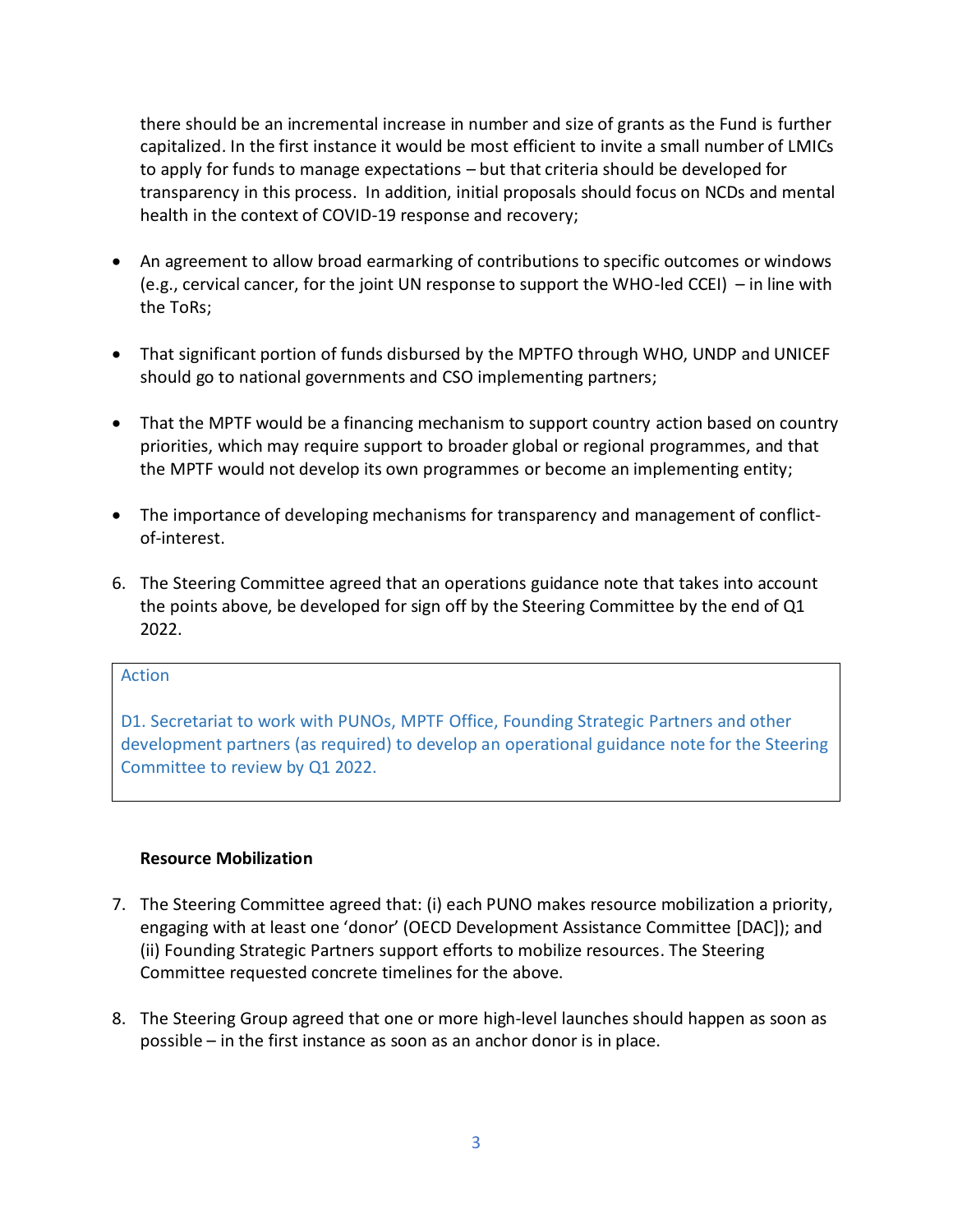there should be an incremental increase in number and size of grants as the Fund is further capitalized. In the first instance it would be most efficient to invite a small number of LMICs to apply for funds to manage expectations – but that criteria should be developed for transparency in this process. In addition, initial proposals should focus on NCDs and mental health in the context of COVID-19 response and recovery;

- An agreement to allow broad earmarking of contributions to specific outcomes or windows (e.g., cervical cancer, for the joint UN response to support the WHO-led CCEI) – in line with the ToRs;

- That significant portion of funds disbursed by the MPTFO through WHO, UNDP and UNICEF should go to national governments and CSO implementing partners;

- That the MPTF would be a financing mechanism to support country action based on country priorities, which may require support to broader global or regional programmes, and that the MPTF would not develop its own programmes or become an implementing entity;

- The importance of developing mechanisms for transparency and management of conflict-of-interest.

6. The Steering Committee agreed that an operations guidance note that takes into account the points above, be developed for sign off by the Steering Committee by the end of Q1 2022.

> Action
>
> D1. Secretariat to work with PUNOs, MPTF Office, Founding Strategic Partners and other development partners (as required) to develop an operational guidance note for the Steering Committee to review by Q1 2022.

**Resource Mobilization**

7. The Steering Committee agreed that: (i) each PUNO makes resource mobilization a priority, engaging with at least one 'donor' (OECD Development Assistance Committee [DAC]); and (ii) Founding Strategic Partners support efforts to mobilize resources. The Steering Committee requested concrete timelines for the above.

8. The Steering Group agreed that one or more high-level launches should happen as soon as possible – in the first instance as soon as an anchor donor is in place.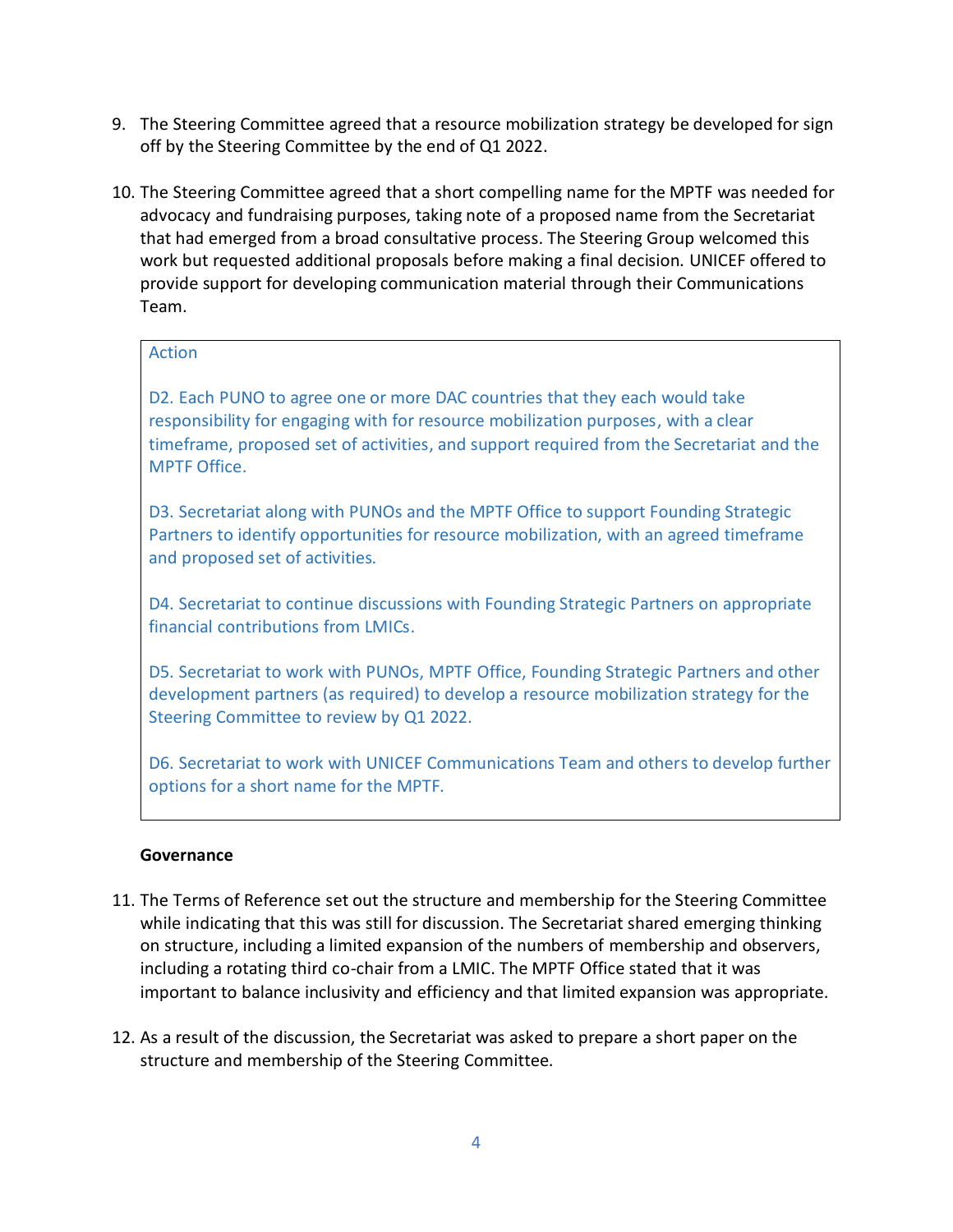9. The Steering Committee agreed that a resource mobilization strategy be developed for sign off by the Steering Committee by the end of Q1 2022.

10. The Steering Committee agreed that a short compelling name for the MPTF was needed for advocacy and fundraising purposes, taking note of a proposed name from the Secretariat that had emerged from a broad consultative process. The Steering Group welcomed this work but requested additional proposals before making a final decision. UNICEF offered to provide support for developing communication material through their Communications Team.

> Action
>
> D2. Each PUNO to agree one or more DAC countries that they each would take responsibility for engaging with for resource mobilization purposes, with a clear timeframe, proposed set of activities, and support required from the Secretariat and the MPTF Office.
>
> D3. Secretariat along with PUNOs and the MPTF Office to support Founding Strategic Partners to identify opportunities for resource mobilization, with an agreed timeframe and proposed set of activities.
>
> D4. Secretariat to continue discussions with Founding Strategic Partners on appropriate financial contributions from LMICs.
>
> D5. Secretariat to work with PUNOs, MPTF Office, Founding Strategic Partners and other development partners (as required) to develop a resource mobilization strategy for the Steering Committee to review by Q1 2022.
>
> D6. Secretariat to work with UNICEF Communications Team and others to develop further options for a short name for the MPTF.

**Governance**

11. The Terms of Reference set out the structure and membership for the Steering Committee while indicating that this was still for discussion. The Secretariat shared emerging thinking on structure, including a limited expansion of the numbers of membership and observers, including a rotating third co-chair from a LMIC. The MPTF Office stated that it was important to balance inclusivity and efficiency and that limited expansion was appropriate.

12. As a result of the discussion, the Secretariat was asked to prepare a short paper on the structure and membership of the Steering Committee.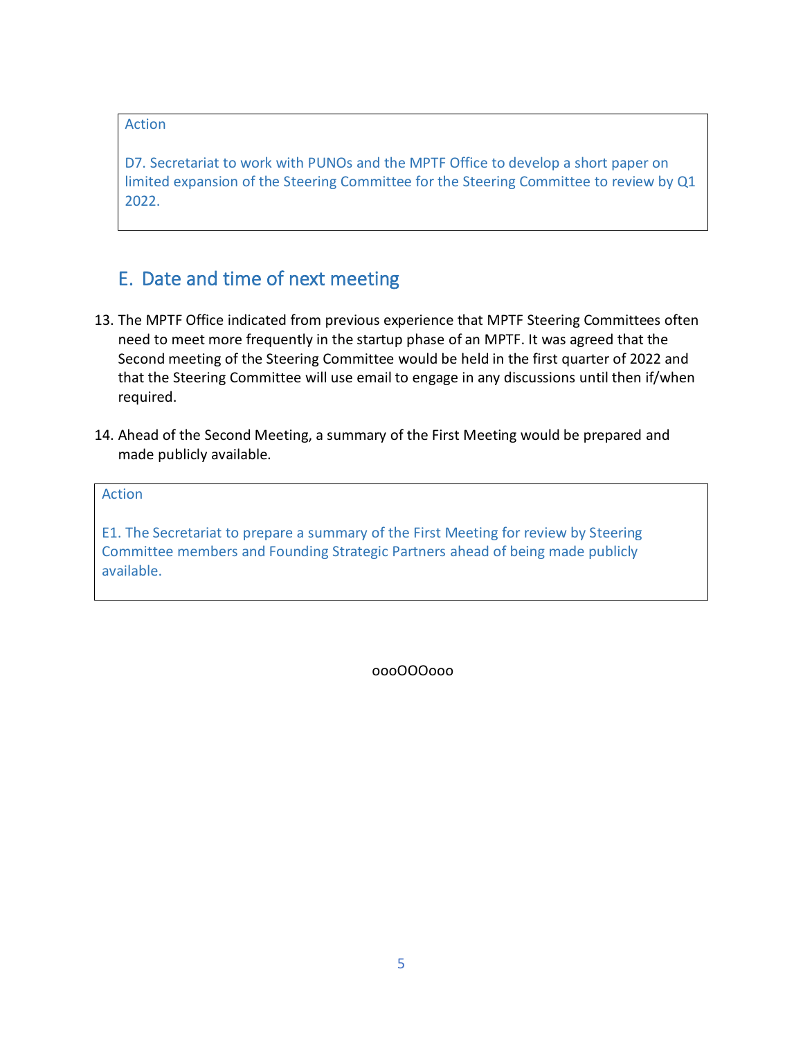Action

D7. Secretariat to work with PUNOs and the MPTF Office to develop a short paper on limited expansion of the Steering Committee for the Steering Committee to review by Q1 2022.

## E. Date and time of next meeting

13. The MPTF Office indicated from previous experience that MPTF Steering Committees often need to meet more frequently in the startup phase of an MPTF. It was agreed that the Second meeting of the Steering Committee would be held in the first quarter of 2022 and that the Steering Committee will use email to engage in any discussions until then if/when required.

14. Ahead of the Second Meeting, a summary of the First Meeting would be prepared and made publicly available.

Action

E1. The Secretariat to prepare a summary of the First Meeting for review by Steering Committee members and Founding Strategic Partners ahead of being made publicly available.

oooOOOooo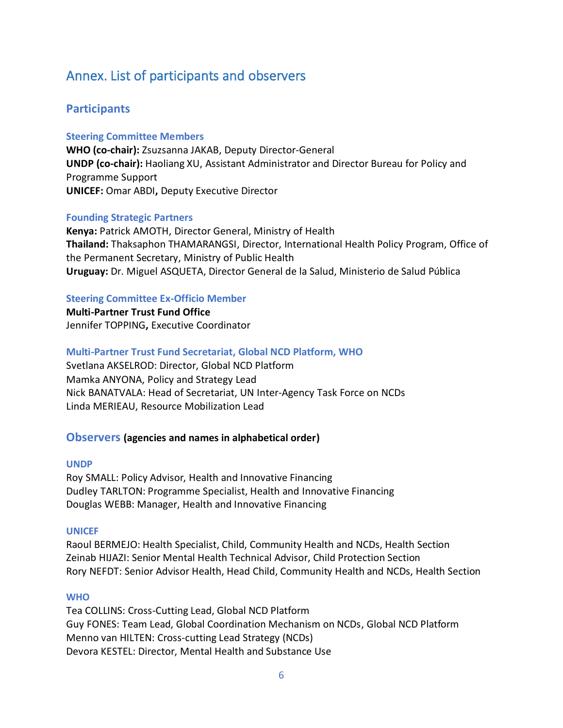# Annex. List of participants and observers

## Participants

### Steering Committee Members

**WHO (co-chair):** Zsuzsanna JAKAB, Deputy Director-General
**UNDP (co-chair):** Haoliang XU, Assistant Administrator and Director Bureau for Policy and Programme Support
**UNICEF:** Omar ABDI**,** Deputy Executive Director

### Founding Strategic Partners

**Kenya:** Patrick AMOTH, Director General, Ministry of Health
**Thailand:** Thaksaphon THAMARANGSI, Director, International Health Policy Program, Office of the Permanent Secretary, Ministry of Public Health
**Uruguay:** Dr. Miguel ASQUETA, Director General de la Salud, Ministerio de Salud Pública

### Steering Committee Ex-Officio Member

**Multi-Partner Trust Fund Office**
Jennifer TOPPING**,** Executive Coordinator

### Multi-Partner Trust Fund Secretariat, Global NCD Platform, WHO

Svetlana AKSELROD: Director, Global NCD Platform
Mamka ANYONA, Policy and Strategy Lead
Nick BANATVALA: Head of Secretariat, UN Inter-Agency Task Force on NCDs
Linda MERIEAU, Resource Mobilization Lead

## Observers **(agencies and names in alphabetical order)**

### UNDP

Roy SMALL: Policy Advisor, Health and Innovative Financing
Dudley TARLTON: Programme Specialist, Health and Innovative Financing
Douglas WEBB: Manager, Health and Innovative Financing

### UNICEF

Raoul BERMEJO: Health Specialist, Child, Community Health and NCDs, Health Section
Zeinab HIJAZI: Senior Mental Health Technical Advisor, Child Protection Section
Rory NEFDT: Senior Advisor Health, Head Child, Community Health and NCDs, Health Section

### WHO

Tea COLLINS: Cross-Cutting Lead, Global NCD Platform
Guy FONES: Team Lead, Global Coordination Mechanism on NCDs, Global NCD Platform
Menno van HILTEN: Cross-cutting Lead Strategy (NCDs)
Devora KESTEL: Director, Mental Health and Substance Use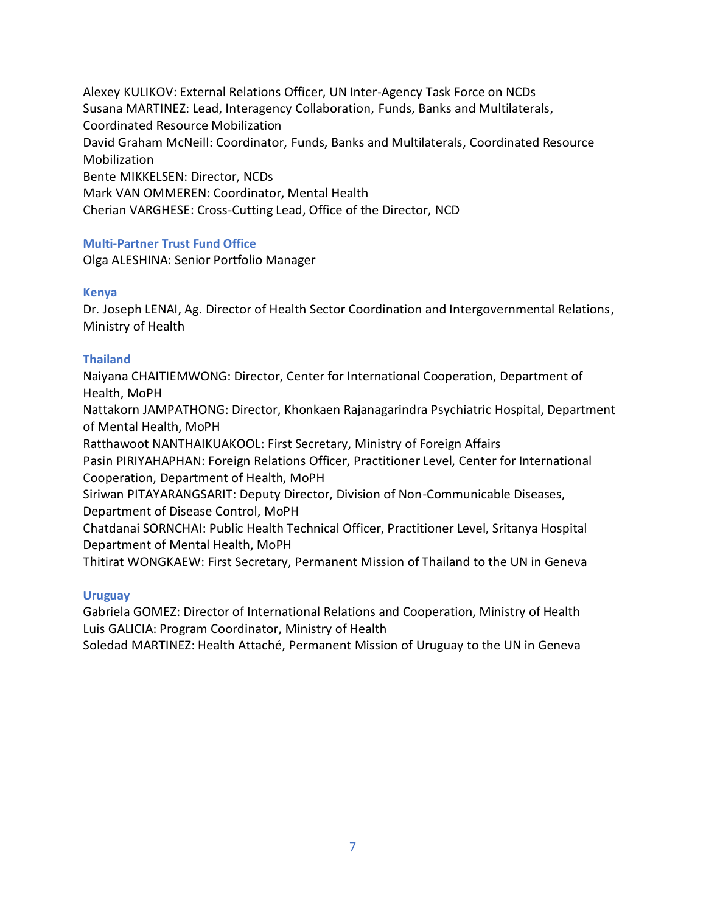Alexey KULIKOV: External Relations Officer, UN Inter-Agency Task Force on NCDs
Susana MARTINEZ: Lead, Interagency Collaboration, Funds, Banks and Multilaterals, Coordinated Resource Mobilization
David Graham McNeill: Coordinator, Funds, Banks and Multilaterals, Coordinated Resource Mobilization
Bente MIKKELSEN: Director, NCDs
Mark VAN OMMEREN: Coordinator, Mental Health
Cherian VARGHESE: Cross-Cutting Lead, Office of the Director, NCD

### Multi-Partner Trust Fund Office

Olga ALESHINA: Senior Portfolio Manager

### Kenya

Dr. Joseph LENAI, Ag. Director of Health Sector Coordination and Intergovernmental Relations, Ministry of Health

### Thailand

Naiyana CHAITIEMWONG: Director, Center for International Cooperation, Department of Health, MoPH
Nattakorn JAMPATHONG: Director, Khonkaen Rajanagarindra Psychiatric Hospital, Department of Mental Health, MoPH
Ratthawoot NANTHAIKUAKOOL: First Secretary, Ministry of Foreign Affairs
Pasin PIRIYAHAPHAN: Foreign Relations Officer, Practitioner Level, Center for International Cooperation, Department of Health, MoPH
Siriwan PITAYARANGSARIT: Deputy Director, Division of Non-Communicable Diseases, Department of Disease Control, MoPH
Chatdanai SORNCHAI: Public Health Technical Officer, Practitioner Level, Sritanya Hospital Department of Mental Health, MoPH
Thitirat WONGKAEW: First Secretary, Permanent Mission of Thailand to the UN in Geneva

### Uruguay

Gabriela GOMEZ: Director of International Relations and Cooperation, Ministry of Health
Luis GALICIA: Program Coordinator, Ministry of Health
Soledad MARTINEZ: Health Attaché, Permanent Mission of Uruguay to the UN in Geneva